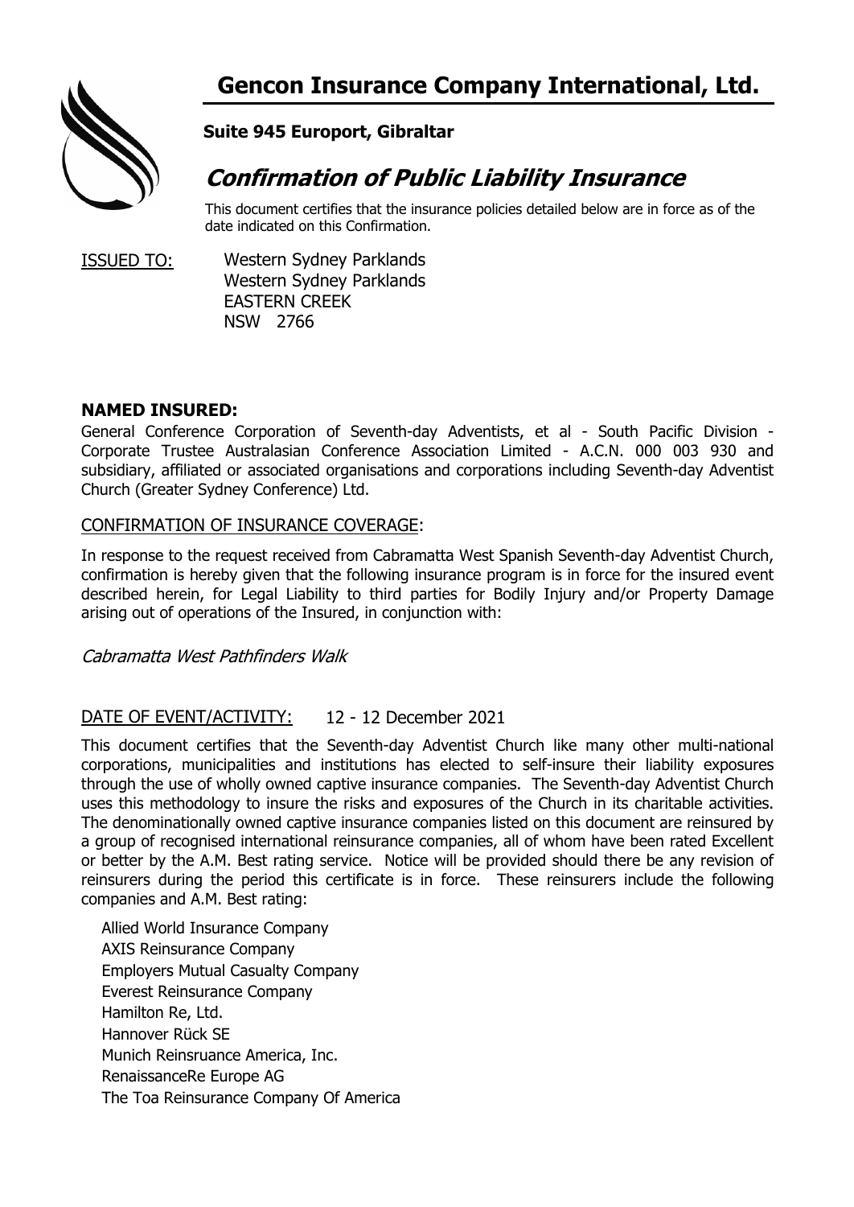# Gencon Insurance Company International, Ltd.

**Suite 945 Europort, Gibraltar**

## *Confirmation of Public Liability Insurance*

This document certifies that the insurance policies detailed below are in force as of the date indicated on this Confirmation.

ISSUED TO: Western Sydney Parklands
Western Sydney Parklands
EASTERN CREEK
NSW 2766

**NAMED INSURED:**

General Conference Corporation of Seventh-day Adventists, et al - South Pacific Division - Corporate Trustee Australasian Conference Association Limited - A.C.N. 000 003 930 and subsidiary, affiliated or associated organisations and corporations including Seventh-day Adventist Church (Greater Sydney Conference) Ltd.

CONFIRMATION OF INSURANCE COVERAGE:

In response to the request received from Cabramatta West Spanish Seventh-day Adventist Church, confirmation is hereby given that the following insurance program is in force for the insured event described herein, for Legal Liability to third parties for Bodily Injury and/or Property Damage arising out of operations of the Insured, in conjunction with:

*Cabramatta West Pathfinders Walk*

DATE OF EVENT/ACTIVITY: 12 - 12 December 2021

This document certifies that the Seventh-day Adventist Church like many other multi-national corporations, municipalities and institutions has elected to self-insure their liability exposures through the use of wholly owned captive insurance companies. The Seventh-day Adventist Church uses this methodology to insure the risks and exposures of the Church in its charitable activities. The denominationally owned captive insurance companies listed on this document are reinsured by a group of recognised international reinsurance companies, all of whom have been rated Excellent or better by the A.M. Best rating service. Notice will be provided should there be any revision of reinsurers during the period this certificate is in force. These reinsurers include the following companies and A.M. Best rating:

Allied World Insurance Company
AXIS Reinsurance Company
Employers Mutual Casualty Company
Everest Reinsurance Company
Hamilton Re, Ltd.
Hannover Rück SE
Munich Reinsruance America, Inc.
RenaissanceRe Europe AG
The Toa Reinsurance Company Of America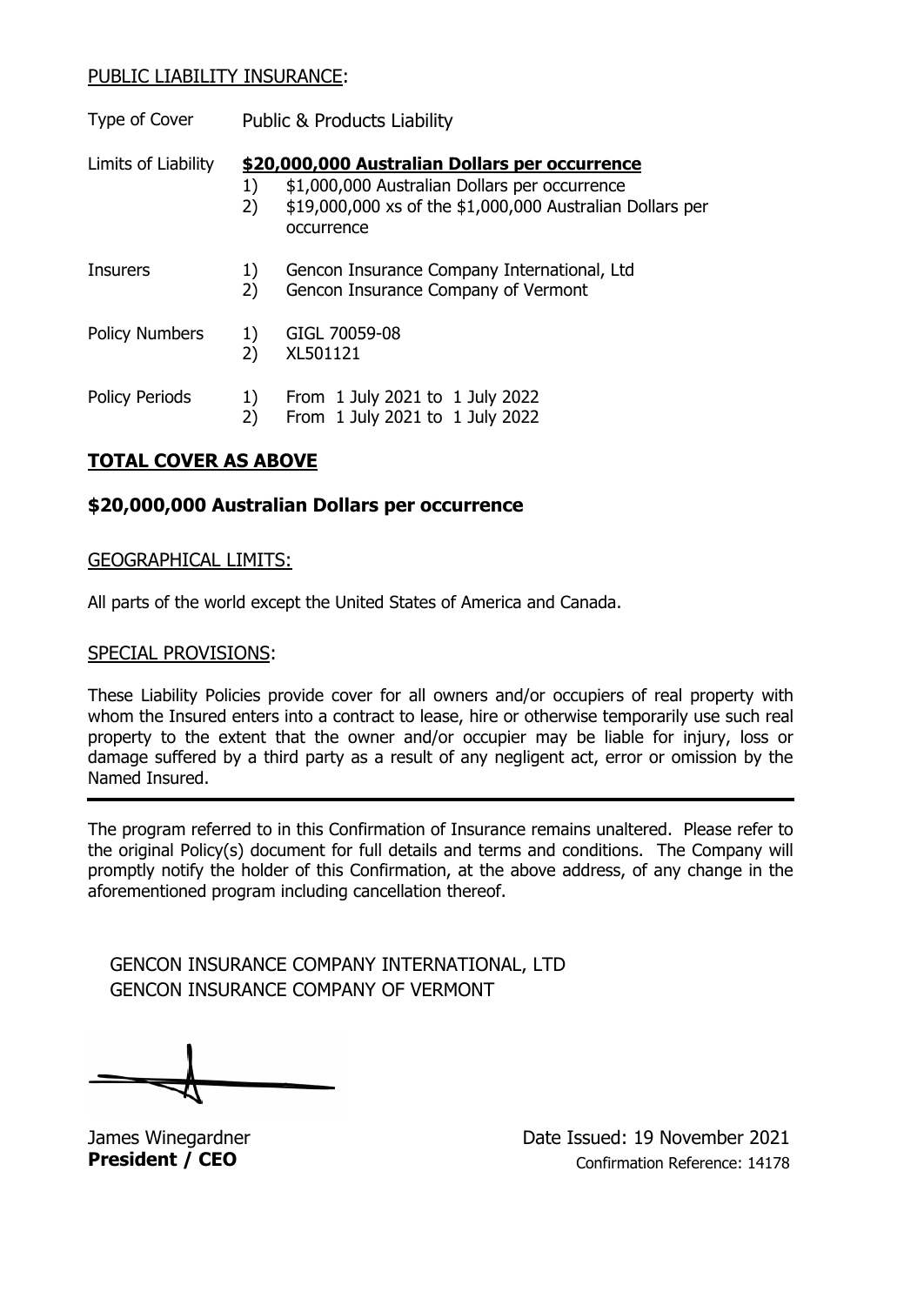PUBLIC LIABILITY INSURANCE:

| | | |
|---|---|---|
| Type of Cover | Public & Products Liability | |
| Limits of Liability | **$20,000,000 Australian Dollars per occurrence** | |
| | 1) | $1,000,000 Australian Dollars per occurrence |
| | 2) | $19,000,000 xs of the $1,000,000 Australian Dollars per occurrence |
| Insurers | 1) | Gencon Insurance Company International, Ltd |
| | 2) | Gencon Insurance Company of Vermont |
| Policy Numbers | 1) | GIGL 70059-08 |
| | 2) | XL501121 |
| Policy Periods | 1) | From 1 July 2021 to 1 July 2022 |
| | 2) | From 1 July 2021 to 1 July 2022 |

## TOTAL COVER AS ABOVE

### $20,000,000 Australian Dollars per occurrence

GEOGRAPHICAL LIMITS:

All parts of the world except the United States of America and Canada.

SPECIAL PROVISIONS:

These Liability Policies provide cover for all owners and/or occupiers of real property with whom the Insured enters into a contract to lease, hire or otherwise temporarily use such real property to the extent that the owner and/or occupier may be liable for injury, loss or damage suffered by a third party as a result of any negligent act, error or omission by the Named Insured.

---

The program referred to in this Confirmation of Insurance remains unaltered. Please refer to the original Policy(s) document for full details and terms and conditions. The Company will promptly notify the holder of this Confirmation, at the above address, of any change in the aforementioned program including cancellation thereof.

GENCON INSURANCE COMPANY INTERNATIONAL, LTD
GENCON INSURANCE COMPANY OF VERMONT

James Winegardner
**President / CEO**

Date Issued: 19 November 2021
Confirmation Reference: 14178